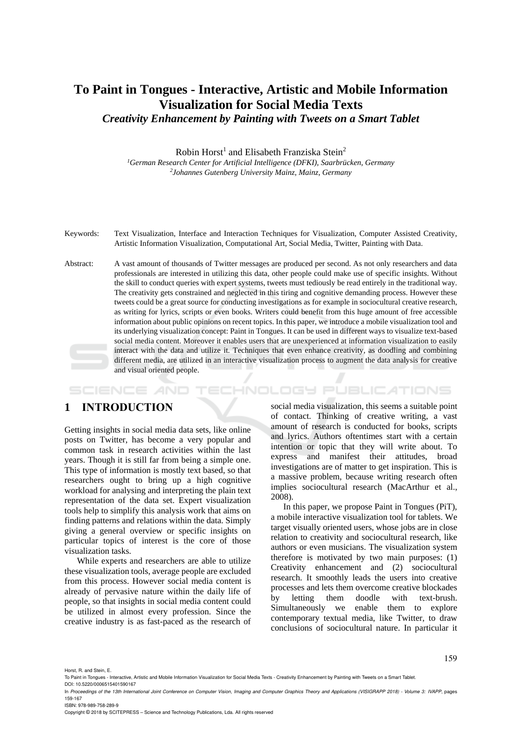# To Paint in Tongues - Interactive, Artistic and Mobile Information Visualization for Social Media Texts

## *Creativity Enhancement by Painting with Tweets on a Smart Tablet*

Robin Horst[1] and Elisabeth Franziska Stein[2]

[1]*German Research Center for Artificial Intelligence (DFKI), Saarbrücken, Germany*
[2]*Johannes Gutenberg University Mainz, Mainz, Germany*

Keywords: Text Visualization, Interface and Interaction Techniques for Visualization, Computer Assisted Creativity, Artistic Information Visualization, Computational Art, Social Media, Twitter, Painting with Data.

Abstract: A vast amount of thousands of Twitter messages are produced per second. As not only researchers and data professionals are interested in utilizing this data, other people could make use of specific insights. Without the skill to conduct queries with expert systems, tweets must tediously be read entirely in the traditional way. The creativity gets constrained and neglected in this tiring and cognitive demanding process. However these tweets could be a great source for conducting investigations as for example in sociocultural creative research, as writing for lyrics, scripts or even books. Writers could benefit from this huge amount of free accessible information about public opinions on recent topics. In this paper, we introduce a mobile visualization tool and its underlying visualization concept: Paint in Tongues. It can be used in different ways to visualize text-based social media content. Moreover it enables users that are unexperienced at information visualization to easily interact with the data and utilize it. Techniques that even enhance creativity, as doodling and combining different media, are utilized in an interactive visualization process to augment the data analysis for creative and visual oriented people.

## 1 INTRODUCTION

Getting insights in social media data sets, like online posts on Twitter, has become a very popular and common task in research activities within the last years. Though it is still far from being a simple one. This type of information is mostly text based, so that researchers ought to bring up a high cognitive workload for analysing and interpreting the plain text representation of the data set. Expert visualization tools help to simplify this analysis work that aims on finding patterns and relations within the data. Simply giving a general overview or specific insights on particular topics of interest is the core of those visualization tasks.

While experts and researchers are able to utilize these visualization tools, average people are excluded from this process. However social media content is already of pervasive nature within the daily life of people, so that insights in social media content could be utilized in almost every profession. Since the creative industry is as fast-paced as the research of social media visualization, this seems a suitable point of contact. Thinking of creative writing, a vast amount of research is conducted for books, scripts and lyrics. Authors oftentimes start with a certain intention or topic that they will write about. To express and manifest their attitudes, broad investigations are of matter to get inspiration. This is a massive problem, because writing research often implies sociocultural research (MacArthur et al., 2008).

In this paper, we propose Paint in Tongues (PiT), a mobile interactive visualization tool for tablets. We target visually oriented users, whose jobs are in close relation to creativity and sociocultural research, like authors or even musicians. The visualization system therefore is motivated by two main purposes: (1) Creativity enhancement and (2) sociocultural research. It smoothly leads the users into creative processes and lets them overcome creative blockades by letting them doodle with text-brush. Simultaneously we enable them to explore contemporary textual media, like Twitter, to draw conclusions of sociocultural nature. In particular it

Horst, R. and Stein, E.
To Paint in Tongues - Interactive, Artistic and Mobile Information Visualization for Social Media Texts - Creativity Enhancement by Painting with Tweets on a Smart Tablet.
DOI: 10.5220/0006515401590167
In *Proceedings of the 13th International Joint Conference on Computer Vision, Imaging and Computer Graphics Theory and Applications (VISIGRAPP 2018) - Volume 3: IVAPP*, pages 159-167
ISBN: 978-989-758-289-9
Copyright © 2018 by SCITEPRESS – Science and Technology Publications, Lda. All rights reserved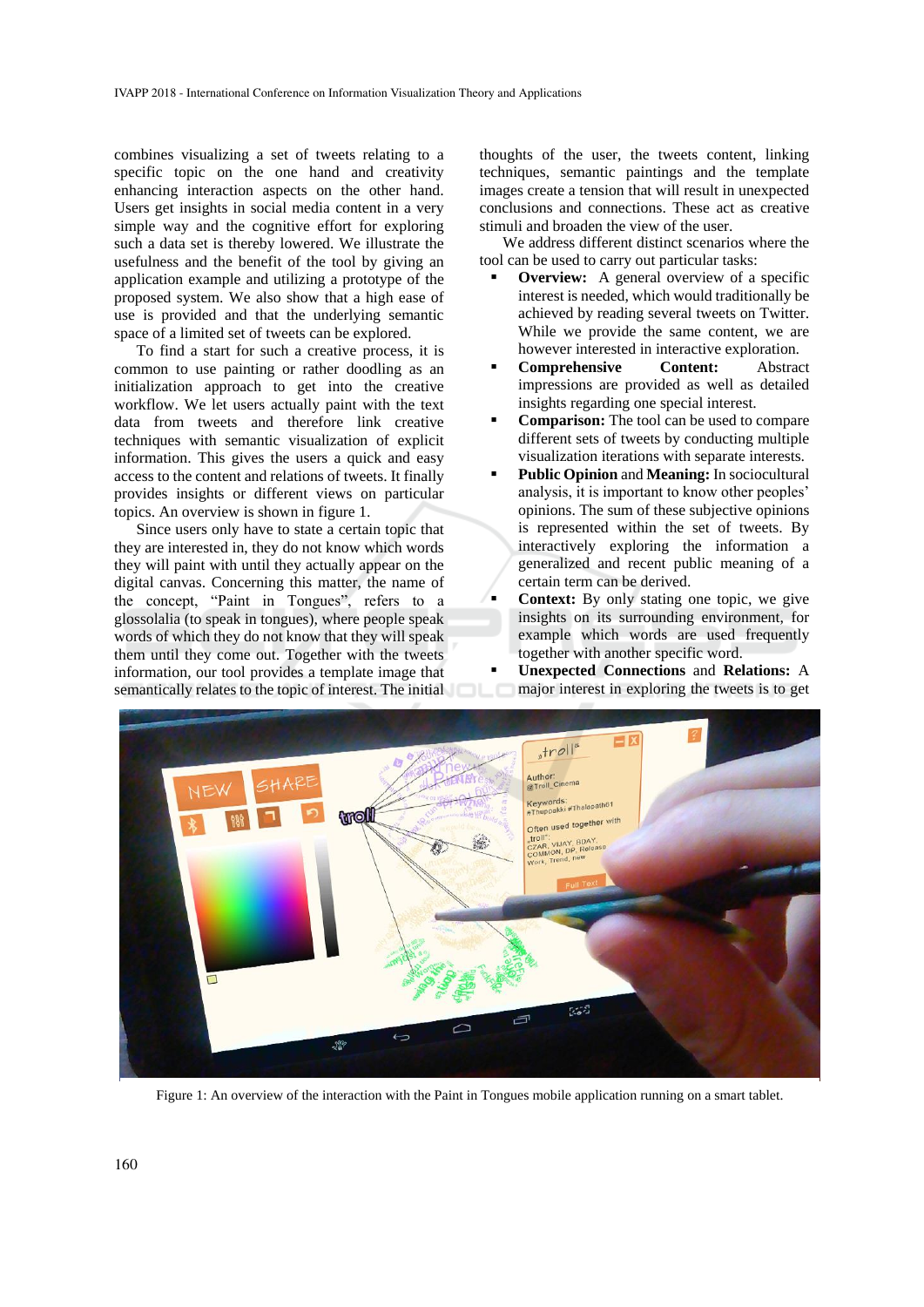combines visualizing a set of tweets relating to a specific topic on the one hand and creativity enhancing interaction aspects on the other hand. Users get insights in social media content in a very simple way and the cognitive effort for exploring such a data set is thereby lowered. We illustrate the usefulness and the benefit of the tool by giving an application example and utilizing a prototype of the proposed system. We also show that a high ease of use is provided and that the underlying semantic space of a limited set of tweets can be explored.

To find a start for such a creative process, it is common to use painting or rather doodling as an initialization approach to get into the creative workflow. We let users actually paint with the text data from tweets and therefore link creative techniques with semantic visualization of explicit information. This gives the users a quick and easy access to the content and relations of tweets. It finally provides insights or different views on particular topics. An overview is shown in figure 1.

Since users only have to state a certain topic that they are interested in, they do not know which words they will paint with until they actually appear on the digital canvas. Concerning this matter, the name of the concept, "Paint in Tongues", refers to a glossolalia (to speak in tongues), where people speak words of which they do not know that they will speak them until they come out. Together with the tweets information, our tool provides a template image that semantically relates to the topic of interest. The initial thoughts of the user, the tweets content, linking techniques, semantic paintings and the template images create a tension that will result in unexpected conclusions and connections. These act as creative stimuli and broaden the view of the user.

We address different distinct scenarios where the tool can be used to carry out particular tasks:

- **Overview:** A general overview of a specific interest is needed, which would traditionally be achieved by reading several tweets on Twitter. While we provide the same content, we are however interested in interactive exploration.
- **Comprehensive Content:** Abstract impressions are provided as well as detailed insights regarding one special interest.
- **Comparison:** The tool can be used to compare different sets of tweets by conducting multiple visualization iterations with separate interests.
- **Public Opinion** and **Meaning:** In sociocultural analysis, it is important to know other peoples' opinions. The sum of these subjective opinions is represented within the set of tweets. By interactively exploring the information a generalized and recent public meaning of a certain term can be derived.
- **Context:** By only stating one topic, we give insights on its surrounding environment, for example which words are used frequently together with another specific word.
- **Unexpected Connections** and **Relations:** A major interest in exploring the tweets is to get

Figure 1: An overview of the interaction with the Paint in Tongues mobile application running on a smart tablet.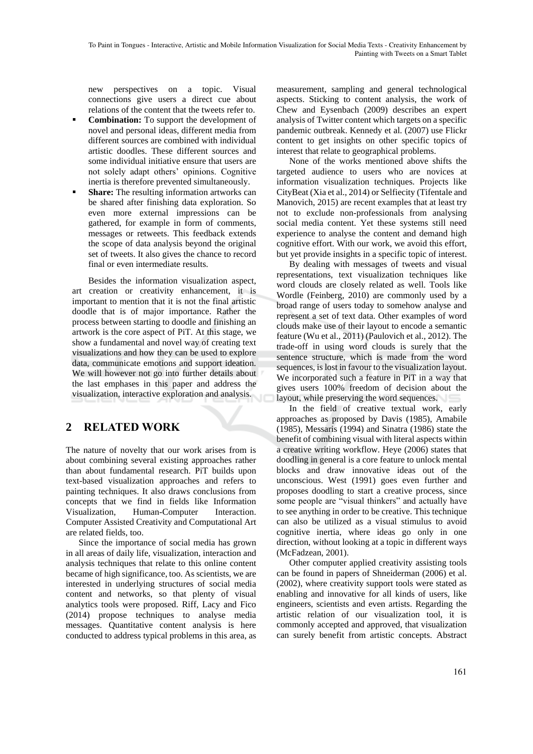new perspectives on a topic. Visual connections give users a direct cue about relations of the content that the tweets refer to.

- **Combination:** To support the development of novel and personal ideas, different media from different sources are combined with individual artistic doodles. These different sources and some individual initiative ensure that users are not solely adapt others' opinions. Cognitive inertia is therefore prevented simultaneously.
- **Share:** The resulting information artworks can be shared after finishing data exploration. So even more external impressions can be gathered, for example in form of comments, messages or retweets. This feedback extends the scope of data analysis beyond the original set of tweets. It also gives the chance to record final or even intermediate results.

Besides the information visualization aspect, art creation or creativity enhancement, it is important to mention that it is not the final artistic doodle that is of major importance. Rather the process between starting to doodle and finishing an artwork is the core aspect of PiT. At this stage, we show a fundamental and novel way of creating text visualizations and how they can be used to explore data, communicate emotions and support ideation. We will however not go into further details about the last emphases in this paper and address the visualization, interactive exploration and analysis.

## 2 RELATED WORK

The nature of novelty that our work arises from is about combining several existing approaches rather than about fundamental research. PiT builds upon text-based visualization approaches and refers to painting techniques. It also draws conclusions from concepts that we find in fields like Information Visualization, Human-Computer Interaction. Computer Assisted Creativity and Computational Art are related fields, too.

Since the importance of social media has grown in all areas of daily life, visualization, interaction and analysis techniques that relate to this online content became of high significance, too. As scientists, we are interested in underlying structures of social media content and networks, so that plenty of visual analytics tools were proposed. Riff, Lacy and Fico (2014) propose techniques to analyse media messages. Quantitative content analysis is here conducted to address typical problems in this area, as measurement, sampling and general technological aspects. Sticking to content analysis, the work of Chew and Eysenbach (2009) describes an expert analysis of Twitter content which targets on a specific pandemic outbreak. Kennedy et al. (2007) use Flickr content to get insights on other specific topics of interest that relate to geographical problems.

None of the works mentioned above shifts the targeted audience to users who are novices at information visualization techniques. Projects like CityBeat (Xia et al., 2014) or Selfiecity (Tifentale and Manovich, 2015) are recent examples that at least try not to exclude non-professionals from analysing social media content. Yet these systems still need experience to analyse the content and demand high cognitive effort. With our work, we avoid this effort, but yet provide insights in a specific topic of interest.

By dealing with messages of tweets and visual representations, text visualization techniques like word clouds are closely related as well. Tools like Wordle (Feinberg, 2010) are commonly used by a broad range of users today to somehow analyse and represent a set of text data. Other examples of word clouds make use of their layout to encode a semantic feature (Wu et al., 2011) (Paulovich et al., 2012). The trade-off in using word clouds is surely that the sentence structure, which is made from the word sequences, is lost in favour to the visualization layout. We incorporated such a feature in PiT in a way that gives users 100% freedom of decision about the layout, while preserving the word sequences.

In the field of creative textual work, early approaches as proposed by Davis (1985), Amabile (1985), Messaris (1994) and Sinatra (1986) state the benefit of combining visual with literal aspects within a creative writing workflow. Heye (2006) states that doodling in general is a core feature to unlock mental blocks and draw innovative ideas out of the unconscious. West (1991) goes even further and proposes doodling to start a creative process, since some people are "visual thinkers" and actually have to see anything in order to be creative. This technique can also be utilized as a visual stimulus to avoid cognitive inertia, where ideas go only in one direction, without looking at a topic in different ways (McFadzean, 2001).

Other computer applied creativity assisting tools can be found in papers of Shneiderman (2006) et al. (2002), where creativity support tools were stated as enabling and innovative for all kinds of users, like engineers, scientists and even artists. Regarding the artistic relation of our visualization tool, it is commonly accepted and approved, that visualization can surely benefit from artistic concepts. Abstract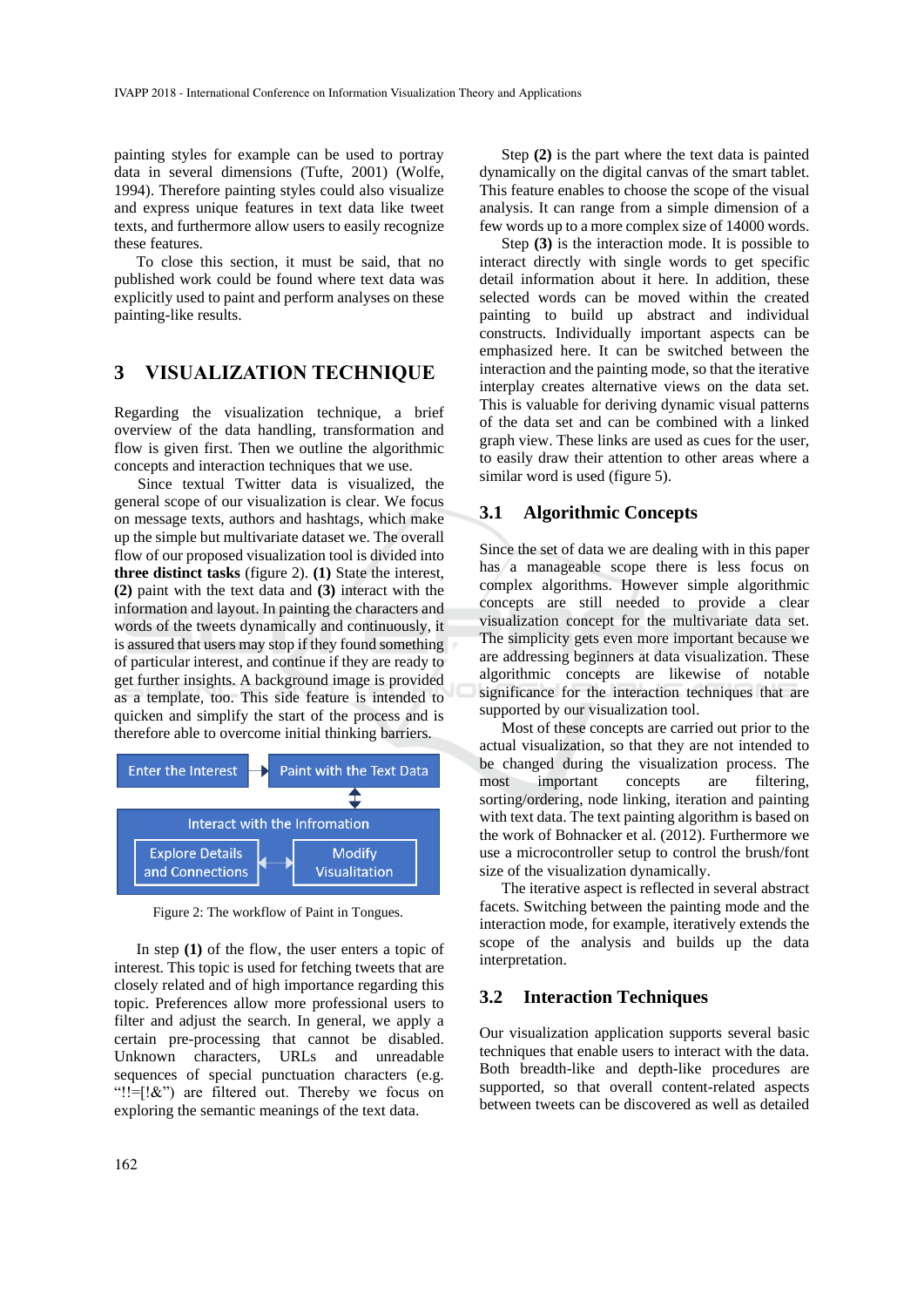painting styles for example can be used to portray data in several dimensions (Tufte, 2001) (Wolfe, 1994). Therefore painting styles could also visualize and express unique features in text data like tweet texts, and furthermore allow users to easily recognize these features.

To close this section, it must be said, that no published work could be found where text data was explicitly used to paint and perform analyses on these painting-like results.

## 3 VISUALIZATION TECHNIQUE

Regarding the visualization technique, a brief overview of the data handling, transformation and flow is given first. Then we outline the algorithmic concepts and interaction techniques that we use.

Since textual Twitter data is visualized, the general scope of our visualization is clear. We focus on message texts, authors and hashtags, which make up the simple but multivariate dataset we. The overall flow of our proposed visualization tool is divided into **three distinct tasks** (figure 2). **(1)** State the interest, **(2)** paint with the text data and **(3)** interact with the information and layout. In painting the characters and words of the tweets dynamically and continuously, it is assured that users may stop if they found something of particular interest, and continue if they are ready to get further insights. A background image is provided as a template, too. This side feature is intended to quicken and simplify the start of the process and is therefore able to overcome initial thinking barriers.

Enter the Interest → Paint with the Text Data ↕ Interact with the Infromation: Explore Details and Connections ↔ Modify Visualitation

Figure 2: The workflow of Paint in Tongues.

In step **(1)** of the flow, the user enters a topic of interest. This topic is used for fetching tweets that are closely related and of high importance regarding this topic. Preferences allow more professional users to filter and adjust the search. In general, we apply a certain pre-processing that cannot be disabled. Unknown characters, URLs and unreadable sequences of special punctuation characters (e.g. “!!=[!&”) are filtered out. Thereby we focus on exploring the semantic meanings of the text data.

Step **(2)** is the part where the text data is painted dynamically on the digital canvas of the smart tablet. This feature enables to choose the scope of the visual analysis. It can range from a simple dimension of a few words up to a more complex size of 14000 words.

Step **(3)** is the interaction mode. It is possible to interact directly with single words to get specific detail information about it here. In addition, these selected words can be moved within the created painting to build up abstract and individual constructs. Individually important aspects can be emphasized here. It can be switched between the interaction and the painting mode, so that the iterative interplay creates alternative views on the data set. This is valuable for deriving dynamic visual patterns of the data set and can be combined with a linked graph view. These links are used as cues for the user, to easily draw their attention to other areas where a similar word is used (figure 5).

### 3.1 Algorithmic Concepts

Since the set of data we are dealing with in this paper has a manageable scope there is less focus on complex algorithms. However simple algorithmic concepts are still needed to provide a clear visualization concept for the multivariate data set. The simplicity gets even more important because we are addressing beginners at data visualization. These algorithmic concepts are likewise of notable significance for the interaction techniques that are supported by our visualization tool.

Most of these concepts are carried out prior to the actual visualization, so that they are not intended to be changed during the visualization process. The most important concepts are filtering, sorting/ordering, node linking, iteration and painting with text data. The text painting algorithm is based on the work of Bohnacker et al. (2012). Furthermore we use a microcontroller setup to control the brush/font size of the visualization dynamically.

The iterative aspect is reflected in several abstract facets. Switching between the painting mode and the interaction mode, for example, iteratively extends the scope of the analysis and builds up the data interpretation.

### 3.2 Interaction Techniques

Our visualization application supports several basic techniques that enable users to interact with the data. Both breadth-like and depth-like procedures are supported, so that overall content-related aspects between tweets can be discovered as well as detailed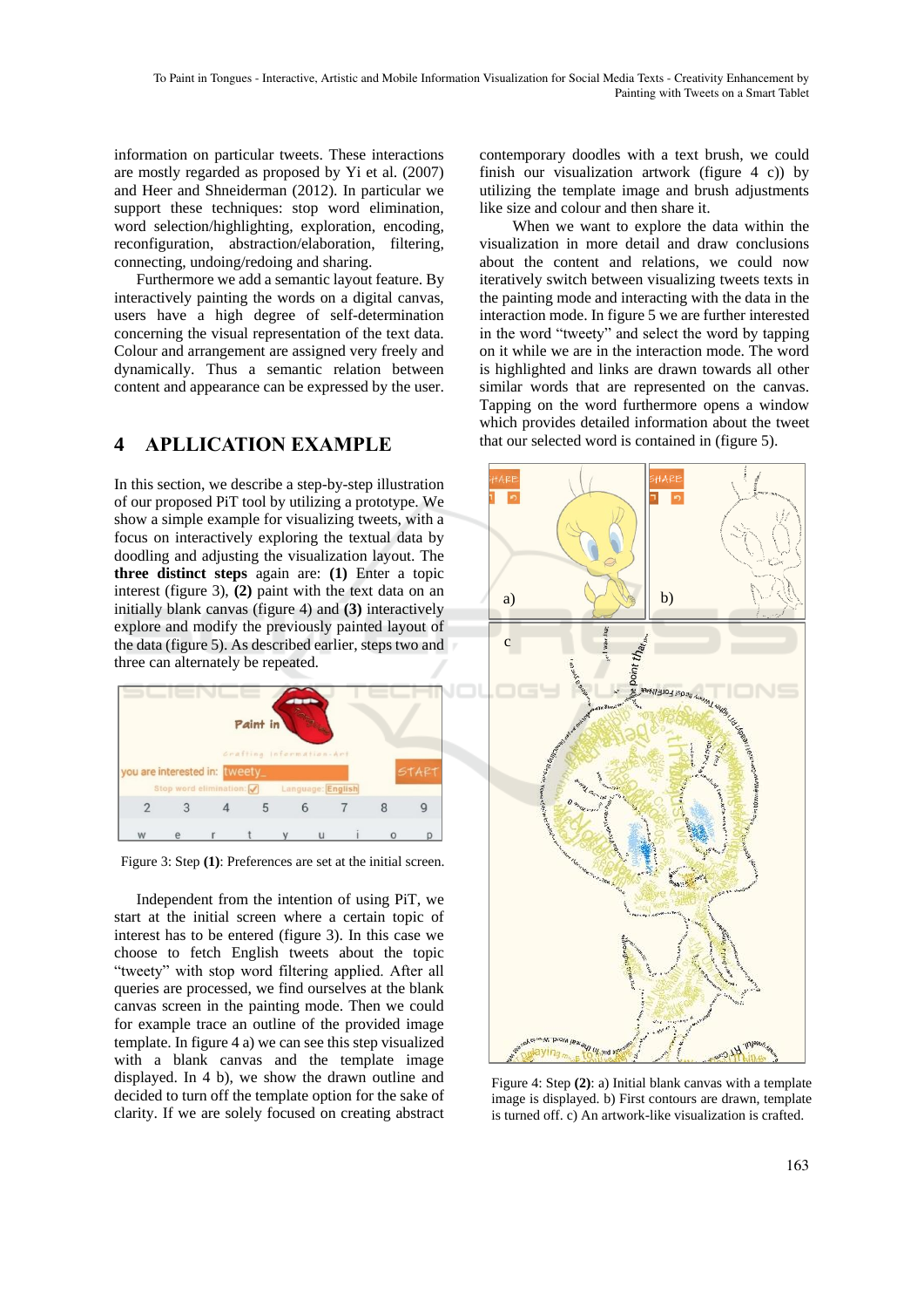information on particular tweets. These interactions are mostly regarded as proposed by Yi et al. (2007) and Heer and Shneiderman (2012). In particular we support these techniques: stop word elimination, word selection/highlighting, exploration, encoding, reconfiguration, abstraction/elaboration, filtering, connecting, undoing/redoing and sharing.

Furthermore we add a semantic layout feature. By interactively painting the words on a digital canvas, users have a high degree of self-determination concerning the visual representation of the text data. Colour and arrangement are assigned very freely and dynamically. Thus a semantic relation between content and appearance can be expressed by the user.

## 4 APLLICATION EXAMPLE

In this section, we describe a step-by-step illustration of our proposed PiT tool by utilizing a prototype. We show a simple example for visualizing tweets, with a focus on interactively exploring the textual data by doodling and adjusting the visualization layout. The **three distinct steps** again are: **(1)** Enter a topic interest (figure 3), **(2)** paint with the text data on an initially blank canvas (figure 4) and **(3)** interactively explore and modify the previously painted layout of the data (figure 5). As described earlier, steps two and three can alternately be repeated.

Figure 3: Step **(1)**: Preferences are set at the initial screen.

Independent from the intention of using PiT, we start at the initial screen where a certain topic of interest has to be entered (figure 3). In this case we choose to fetch English tweets about the topic “tweety” with stop word filtering applied. After all queries are processed, we find ourselves at the blank canvas screen in the painting mode. Then we could for example trace an outline of the provided image template. In figure 4 a) we can see this step visualized with a blank canvas and the template image displayed. In 4 b), we show the drawn outline and decided to turn off the template option for the sake of clarity. If we are solely focused on creating abstract contemporary doodles with a text brush, we could finish our visualization artwork (figure 4 c)) by utilizing the template image and brush adjustments like size and colour and then share it.

When we want to explore the data within the visualization in more detail and draw conclusions about the content and relations, we could now iteratively switch between visualizing tweets texts in the painting mode and interacting with the data in the interaction mode. In figure 5 we are further interested in the word “tweety” and select the word by tapping on it while we are in the interaction mode. The word is highlighted and links are drawn towards all other similar words that are represented on the canvas. Tapping on the word furthermore opens a window which provides detailed information about the tweet that our selected word is contained in (figure 5).

Figure 4: Step **(2)**: a) Initial blank canvas with a template image is displayed. b) First contours are drawn, template is turned off. c) An artwork-like visualization is crafted.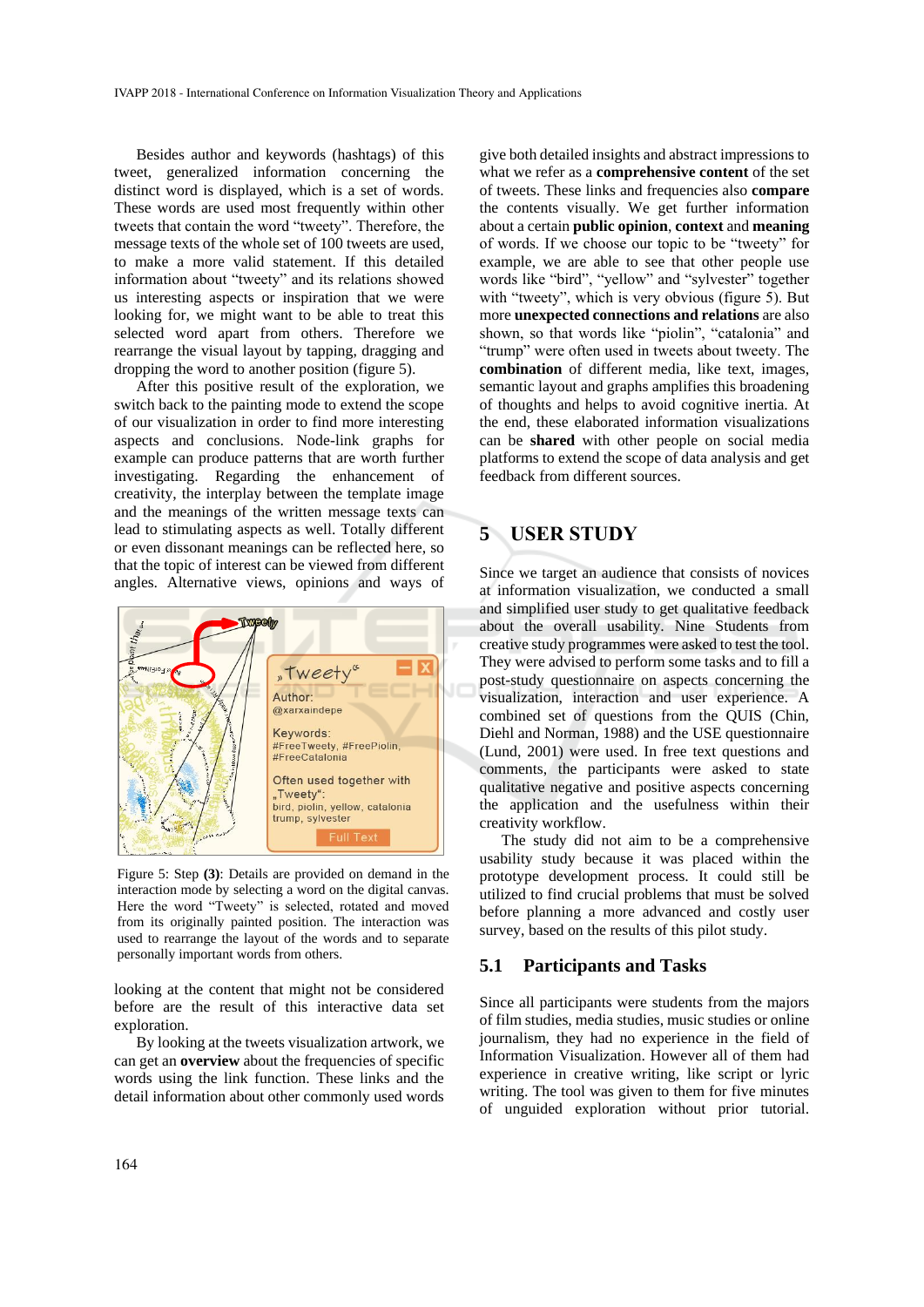Besides author and keywords (hashtags) of this tweet, generalized information concerning the distinct word is displayed, which is a set of words. These words are used most frequently within other tweets that contain the word "tweety". Therefore, the message texts of the whole set of 100 tweets are used, to make a more valid statement. If this detailed information about "tweety" and its relations showed us interesting aspects or inspiration that we were looking for, we might want to be able to treat this selected word apart from others. Therefore we rearrange the visual layout by tapping, dragging and dropping the word to another position (figure 5).

After this positive result of the exploration, we switch back to the painting mode to extend the scope of our visualization in order to find more interesting aspects and conclusions. Node-link graphs for example can produce patterns that are worth further investigating. Regarding the enhancement of creativity, the interplay between the template image and the meanings of the written message texts can lead to stimulating aspects as well. Totally different or even dissonant meanings can be reflected here, so that the topic of interest can be viewed from different angles. Alternative views, opinions and ways of

Figure 5: Step **(3)**: Details are provided on demand in the interaction mode by selecting a word on the digital canvas. Here the word "Tweety" is selected, and moved from its originally painted position. The interaction was used to rearrange the layout of the words and to separate personally important words from others.

looking at the content that might not be considered before are the result of this interactive data set exploration.

By looking at the tweets visualization artwork, we can get an **overview** about the frequencies of specific words using the link function. These links and the detail information about other commonly used words give both detailed insights and abstract impressions to what we refer as a **comprehensive content** of the set of tweets. These links and frequencies also **compare** the contents visually. We get further information about a certain **public opinion**, **context** and **meaning** of words. If we choose our topic to be "tweety" for example, we are able to see that other people use words like "bird", "yellow" and "sylvester" together with "tweety", which is very obvious (figure 5). But more **unexpected connections and relations** are also shown, so that words like "piolin", "catalonia" and "trump" were often used in tweets about tweety. The **combination** of different media, like text, images, semantic layout and graphs amplifies this broadening of thoughts and helps to avoid cognitive inertia. At the end, these elaborated information visualizations can be **shared** with other people on social media platforms to extend the scope of data analysis and get feedback from different sources.

## 5 USER STUDY

Since we target an audience that consists of novices at information visualization, we conducted a small and simplified user study to get qualitative feedback about the overall usability. Nine Students from creative study programmes were asked to test the tool. They were advised to perform some tasks and to fill a post-study questionnaire on aspects concerning the visualization, interaction and user experience. A combined set of questions from the QUIS (Chin, Diehl and Norman, 1988) and the USE questionnaire (Lund, 2001) were used. In free text questions and comments, the participants were asked to state qualitative negative and positive aspects concerning the application and the usefulness within their creativity workflow.

The study did not aim to be a comprehensive usability study because it was placed within the prototype development process. It could still be utilized to find crucial problems that must be solved before planning a more advanced and costly user survey, based on the results of this pilot study.

### 5.1 Participants and Tasks

Since all participants were students from the majors of film studies, media studies, music studies or online journalism, they had no experience in the field of Information Visualization. However all of them had experience in creative writing, like script or lyric writing. The tool was given to them for five minutes of unguided exploration without prior tutorial.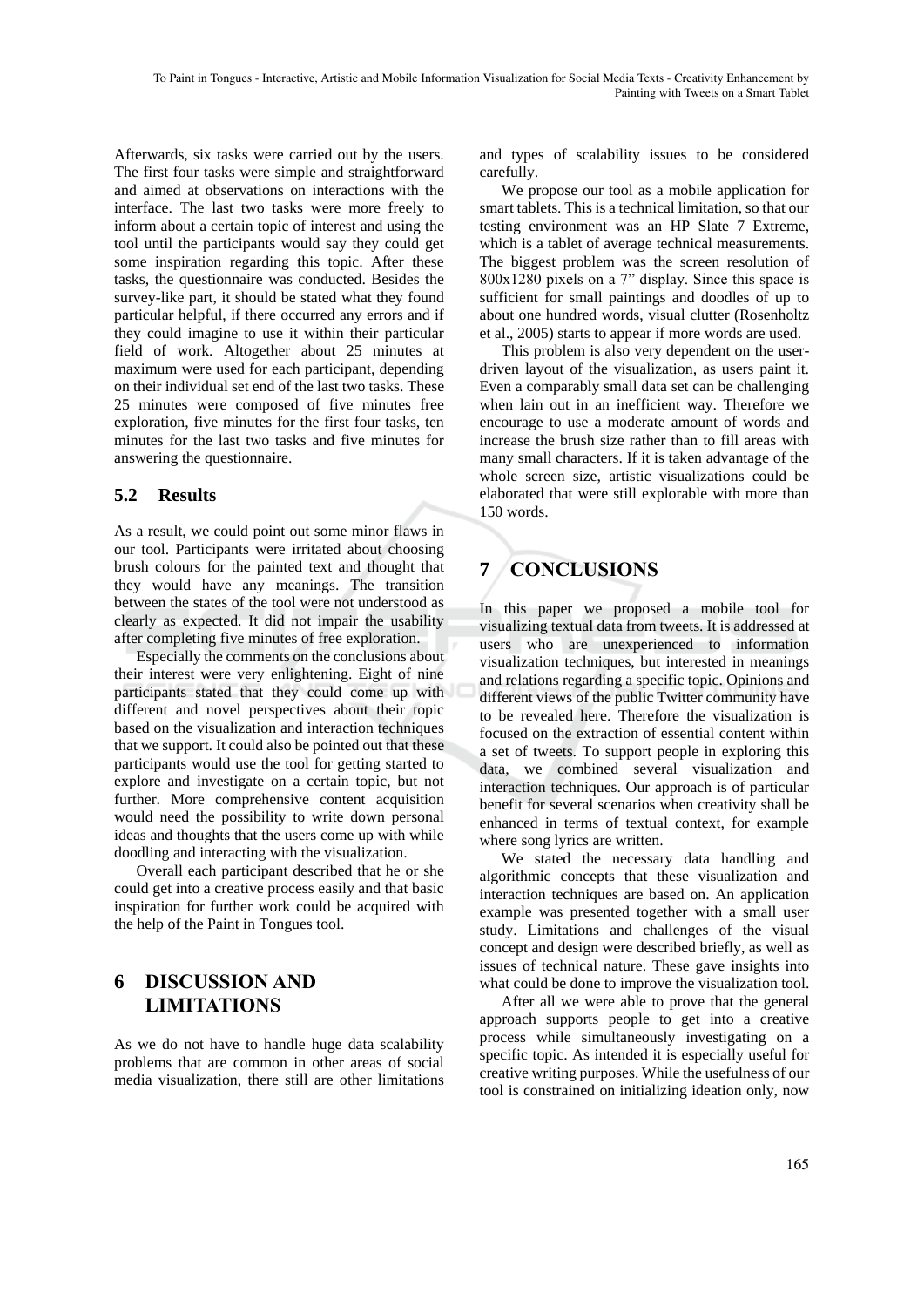Afterwards, six tasks were carried out by the users. The first four tasks were simple and straightforward and aimed at observations on interactions with the interface. The last two tasks were more freely to inform about a certain topic of interest and using the tool until the participants would say they could get some inspiration regarding this topic. After these tasks, the questionnaire was conducted. Besides the survey-like part, it should be stated what they found particular helpful, if there occurred any errors and if they could imagine to use it within their particular field of work. Altogether about 25 minutes at maximum were used for each participant, depending on their individual set end of the last two tasks. These 25 minutes were composed of five minutes free exploration, five minutes for the first four tasks, ten minutes for the last two tasks and five minutes for answering the questionnaire.

### 5.2 Results

As a result, we could point out some minor flaws in our tool. Participants were irritated about choosing brush colours for the painted text and thought that they would have any meanings. The transition between the states of the tool were not understood as clearly as expected. It did not impair the usability after completing five minutes of free exploration.

Especially the comments on the conclusions about their interest were very enlightening. Eight of nine participants stated that they could come up with different and novel perspectives about their topic based on the visualization and interaction techniques that we support. It could also be pointed out that these participants would use the tool for getting started to explore and investigate on a certain topic, but not further. More comprehensive content acquisition would need the possibility to write down personal ideas and thoughts that the users come up with while doodling and interacting with the visualization.

Overall each participant described that he or she could get into a creative process easily and that basic inspiration for further work could be acquired with the help of the Paint in Tongues tool.

## 6 DISCUSSION AND LIMITATIONS

As we do not have to handle huge data scalability problems that are common in other areas of social media visualization, there still are other limitations and types of scalability issues to be considered carefully.

We propose our tool as a mobile application for smart tablets. This is a technical limitation, so that our testing environment was an HP Slate 7 Extreme, which is a tablet of average technical measurements. The biggest problem was the screen resolution of 800x1280 pixels on a 7" display. Since this space is sufficient for small paintings and doodles of up to about one hundred words, visual clutter (Rosenholtz et al., 2005) starts to appear if more words are used.

This problem is also very dependent on the user-driven layout of the visualization, as users paint it. Even a comparably small data set can be challenging when lain out in an inefficient way. Therefore we encourage to use a moderate amount of words and increase the brush size rather than to fill areas with many small characters. If it is taken advantage of the whole screen size, artistic visualizations could be elaborated that were still explorable with more than 150 words.

## 7 CONCLUSIONS

In this paper we proposed a mobile tool for visualizing textual data from tweets. It is addressed at users who are unexperienced to information visualization techniques, but interested in meanings and relations regarding a specific topic. Opinions and different views of the public Twitter community have to be revealed here. Therefore the visualization is focused on the extraction of essential content within a set of tweets. To support people in exploring this data, we combined several visualization and interaction techniques. Our approach is of particular benefit for several scenarios when creativity shall be enhanced in terms of textual context, for example where song lyrics are written.

We stated the necessary data handling and algorithmic concepts that these visualization and interaction techniques are based on. An application example was presented together with a small user study. Limitations and challenges of the visual concept and design were described briefly, as well as issues of technical nature. These gave insights into what could be done to improve the visualization tool.

After all we were able to prove that the general approach supports people to get into a creative process while simultaneously investigating on a specific topic. As intended it is especially useful for creative writing purposes. While the usefulness of our tool is constrained on initializing ideation only, now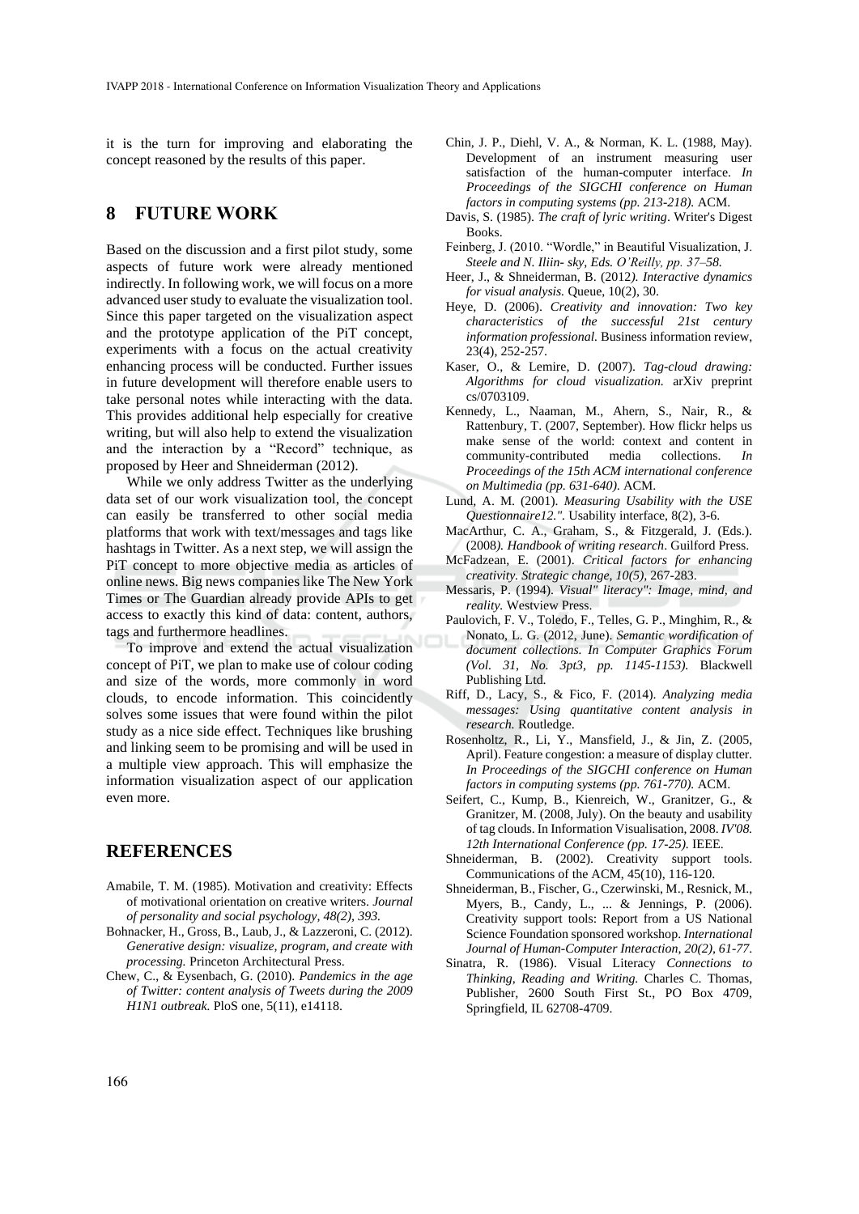it is the turn for improving and elaborating the concept reasoned by the results of this paper.

## 8 FUTURE WORK

Based on the discussion and a first pilot study, some aspects of future work were already mentioned indirectly. In following work, we will focus on a more advanced user study to evaluate the visualization tool. Since this paper targeted on the visualization aspect and the prototype application of the PiT concept, experiments with a focus on the actual creativity enhancing process will be conducted. Further issues in future development will therefore enable users to take personal notes while interacting with the data. This provides additional help especially for creative writing, but will also help to extend the visualization and the interaction by a "Record" technique, as proposed by Heer and Shneiderman (2012).

While we only address Twitter as the underlying data set of our work visualization tool, the concept can easily be transferred to other social media platforms that work with text/messages and tags like hashtags in Twitter. As a next step, we will assign the PiT concept to more objective media as articles of online news. Big news companies like The New York Times or The Guardian already provide APIs to get access to exactly this kind of data: content, authors, tags and furthermore headlines.

To improve and extend the actual visualization concept of PiT, we plan to make use of colour coding and size of the words, more commonly in word clouds, to encode information. This coincidently solves some issues that were found within the pilot study as a nice side effect. Techniques like brushing and linking seem to be promising and will be used in a multiple view approach. This will emphasize the information visualization aspect of our application even more.

## REFERENCES

Amabile, T. M. (1985). Motivation and creativity: Effects of motivational orientation on creative writers. *Journal of personality and social psychology, 48(2), 393.*

Bohnacker, H., Gross, B., Laub, J., & Lazzeroni, C. (2012). *Generative design: visualize, program, and create with processing.* Princeton Architectural Press.

Chew, C., & Eysenbach, G. (2010). *Pandemics in the age of Twitter: content analysis of Tweets during the 2009 H1N1 outbreak.* PloS one, 5(11), e14118.

Chin, J. P., Diehl, V. A., & Norman, K. L. (1988, May). Development of an instrument measuring user satisfaction of the human-computer interface. *In Proceedings of the SIGCHI conference on Human factors in computing systems (pp. 213-218).* ACM.

Davis, S. (1985). *The craft of lyric writing*. Writer's Digest Books.

Feinberg, J. (2010. "Wordle," in Beautiful Visualization, J. *Steele and N. Iliin- sky, Eds. O'Reilly, pp. 37–58.*

Heer, J., & Shneiderman, B. (2012*). Interactive dynamics for visual analysis.* Queue, 10(2), 30.

Heye, D. (2006). *Creativity and innovation: Two key characteristics of the successful 21st century information professional.* Business information review, 23(4), 252-257.

Kaser, O., & Lemire, D. (2007). *Tag-cloud drawing: Algorithms for cloud visualization.* arXiv preprint cs/0703109.

Kennedy, L., Naaman, M., Ahern, S., Nair, R., & Rattenbury, T. (2007, September). How flickr helps us make sense of the world: context and content in community-contributed media collections. *In Proceedings of the 15th ACM international conference on Multimedia (pp. 631-640).* ACM.

Lund, A. M. (2001). *Measuring Usability with the USE Questionnaire12.".* Usability interface, 8(2), 3-6.

MacArthur, C. A., Graham, S., & Fitzgerald, J. (Eds.). (2008*). Handbook of writing research*. Guilford Press.

McFadzean, E. (2001). *Critical factors for enhancing creativity. Strategic change, 10(5),* 267-283.

Messaris, P. (1994). *Visual" literacy": Image, mind, and reality.* Westview Press.

Paulovich, F. V., Toledo, F., Telles, G. P., Minghim, R., & Nonato, L. G. (2012, June). *Semantic wordification of document collections. In Computer Graphics Forum (Vol. 31, No. 3pt3, pp. 1145-1153).* Blackwell Publishing Ltd.

Riff, D., Lacy, S., & Fico, F. (2014). *Analyzing media messages: Using quantitative content analysis in research.* Routledge.

Rosenholtz, R., Li, Y., Mansfield, J., & Jin, Z. (2005, April). Feature congestion: a measure of display clutter. *In Proceedings of the SIGCHI conference on Human factors in computing systems (pp. 761-770).* ACM.

Seifert, C., Kump, B., Kienreich, W., Granitzer, G., & Granitzer, M. (2008, July). On the beauty and usability of tag clouds. In Information Visualisation, 2008. *IV'08. 12th International Conference (pp. 17-25).* IEEE.

Shneiderman, B. (2002). Creativity support tools. Communications of the ACM, 45(10), 116-120.

Shneiderman, B., Fischer, G., Czerwinski, M., Resnick, M., Myers, B., Candy, L., ... & Jennings, P. (2006). Creativity support tools: Report from a US National Science Foundation sponsored workshop. *International Journal of Human-Computer Interaction, 20(2), 61-77.*

Sinatra, R. (1986). Visual Literacy *Connections to Thinking, Reading and Writing.* Charles C. Thomas, Publisher, 2600 South First St., PO Box 4709, Springfield, IL 62708-4709.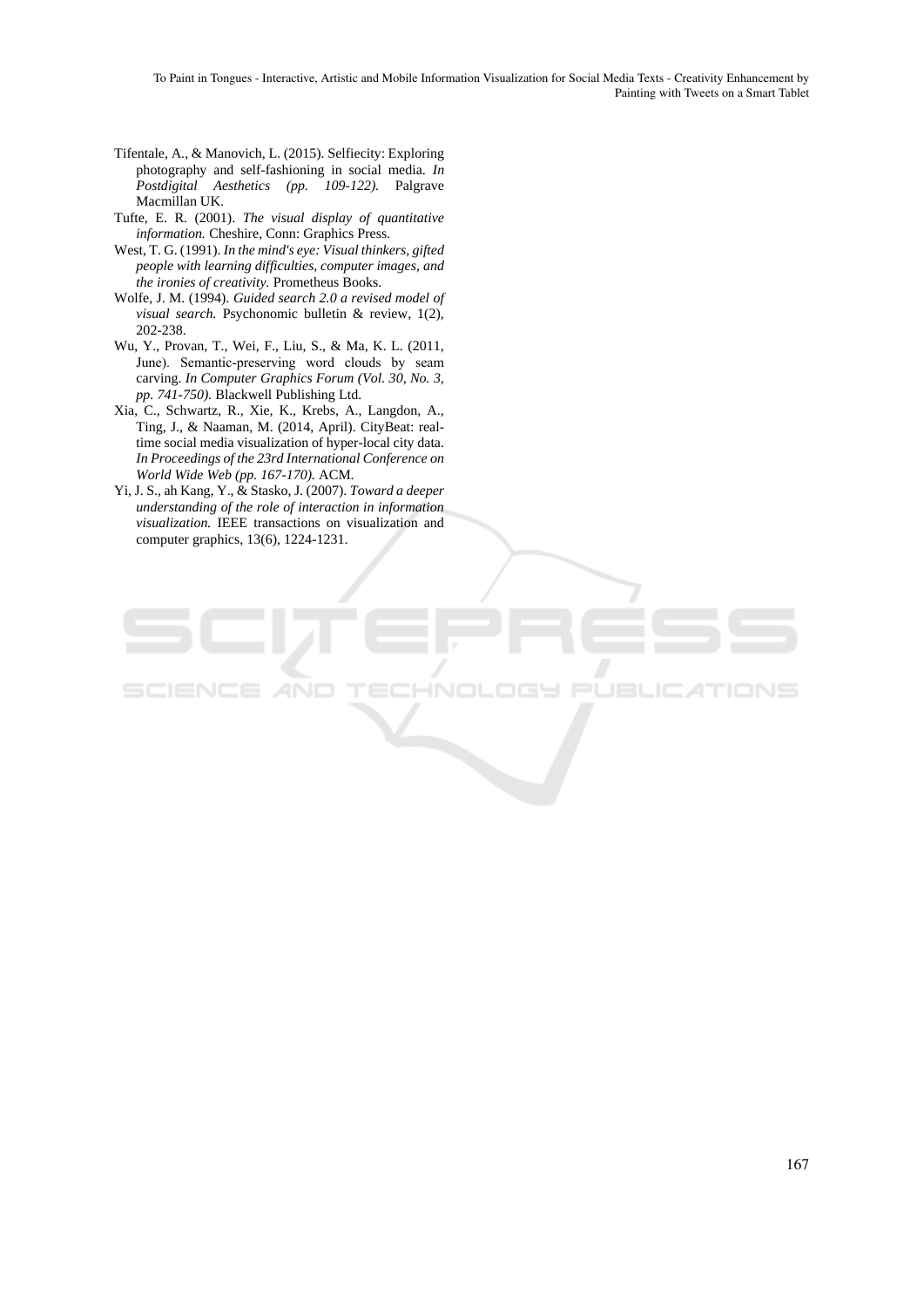Tifentale, A., & Manovich, L. (2015). Selfiecity: Exploring photography and self-fashioning in social media. *In Postdigital Aesthetics (pp. 109-122).* Palgrave Macmillan UK.

Tufte, E. R. (2001). *The visual display of quantitative information.* Cheshire, Conn: Graphics Press.

West, T. G. (1991). *In the mind's eye: Visual thinkers, gifted people with learning difficulties, computer images, and the ironies of creativity.* Prometheus Books.

Wolfe, J. M. (1994). *Guided search 2.0 a revised model of visual search.* Psychonomic bulletin & review, 1(2), 202-238.

Wu, Y., Provan, T., Wei, F., Liu, S., & Ma, K. L. (2011, June). Semantic-preserving word clouds by seam carving. *In Computer Graphics Forum (Vol. 30, No. 3, pp. 741-750).* Blackwell Publishing Ltd.

Xia, C., Schwartz, R., Xie, K., Krebs, A., Langdon, A., Ting, J., & Naaman, M. (2014, April). CityBeat: real-time social media visualization of hyper-local city data. *In Proceedings of the 23rd International Conference on World Wide Web (pp. 167-170).* ACM.

Yi, J. S., ah Kang, Y., & Stasko, J. (2007). *Toward a deeper understanding of the role of interaction in information visualization.* IEEE transactions on visualization and computer graphics, 13(6), 1224-1231.